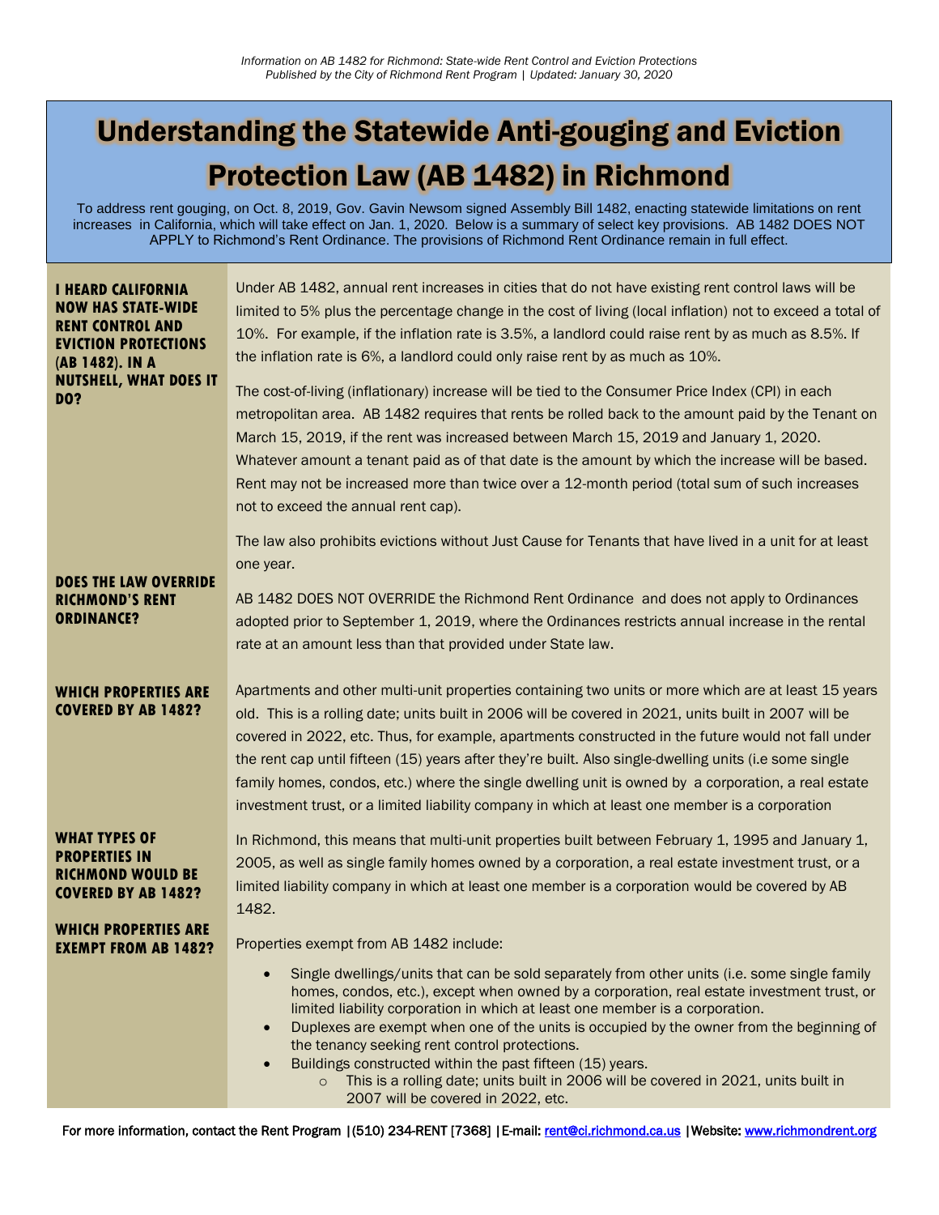*Information on AB 1482 for Richmond: State-wide Rent Control and Eviction Protections*
*Published by the City of Richmond Rent Program | Updated: January 30, 2020*

# Understanding the Statewide Anti-gouging and Eviction Protection Law (AB 1482) in Richmond

To address rent gouging, on Oct. 8, 2019, Gov. Gavin Newsom signed Assembly Bill 1482, enacting statewide limitations on rent increases in California, which will take effect on Jan. 1, 2020. Below is a summary of select key provisions. AB 1482 DOES NOT APPLY to Richmond's Rent Ordinance. The provisions of Richmond Rent Ordinance remain in full effect.

### I HEARD CALIFORNIA NOW HAS STATE-WIDE RENT CONTROL AND EVICTION PROTECTIONS (AB 1482). IN A NUTSHELL, WHAT DOES IT DO?

Under AB 1482, annual rent increases in cities that do not have existing rent control laws will be limited to 5% plus the percentage change in the cost of living (local inflation) not to exceed a total of 10%. For example, if the inflation rate is 3.5%, a landlord could raise rent by as much as 8.5%. If the inflation rate is 6%, a landlord could only raise rent by as much as 10%.

The cost-of-living (inflationary) increase will be tied to the Consumer Price Index (CPI) in each metropolitan area. AB 1482 requires that rents be rolled back to the amount paid by the Tenant on March 15, 2019, if the rent was increased between March 15, 2019 and January 1, 2020. Whatever amount a tenant paid as of that date is the amount by which the increase will be based. Rent may not be increased more than twice over a 12-month period (total sum of such increases not to exceed the annual rent cap).

The law also prohibits evictions without Just Cause for Tenants that have lived in a unit for at least one year.

### DOES THE LAW OVERRIDE RICHMOND'S RENT ORDINANCE?

AB 1482 DOES NOT OVERRIDE the Richmond Rent Ordinance and does not apply to Ordinances adopted prior to September 1, 2019, where the Ordinances restricts annual increase in the rental rate at an amount less than that provided under State law.

### WHICH PROPERTIES ARE COVERED BY AB 1482?

Apartments and other multi-unit properties containing two units or more which are at least 15 years old. This is a rolling date; units built in 2006 will be covered in 2021, units built in 2007 will be covered in 2022, etc. Thus, for example, apartments constructed in the future would not fall under the rent cap until fifteen (15) years after they're built. Also single-dwelling units (i.e some single family homes, condos, etc.) where the single dwelling unit is owned by a corporation, a real estate investment trust, or a limited liability company in which at least one member is a corporation

### WHAT TYPES OF PROPERTIES IN RICHMOND WOULD BE COVERED BY AB 1482?

In Richmond, this means that multi-unit properties built between February 1, 1995 and January 1, 2005, as well as single family homes owned by a corporation, a real estate investment trust, or a limited liability company in which at least one member is a corporation would be covered by AB 1482.

### WHICH PROPERTIES ARE EXEMPT FROM AB 1482?

Properties exempt from AB 1482 include:

- Single dwellings/units that can be sold separately from other units (i.e. some single family homes, condos, etc.), except when owned by a corporation, real estate investment trust, or limited liability corporation in which at least one member is a corporation.
- Duplexes are exempt when one of the units is occupied by the owner from the beginning of the tenancy seeking rent control protections.
- Buildings constructed within the past fifteen (15) years.
    - This is a rolling date; units built in 2006 will be covered in 2021, units built in 2007 will be covered in 2022, etc.

For more information, contact the Rent Program |(510) 234-RENT [7368] |E-mail: rent@ci.richmond.ca.us |Website: www.richmondrent.org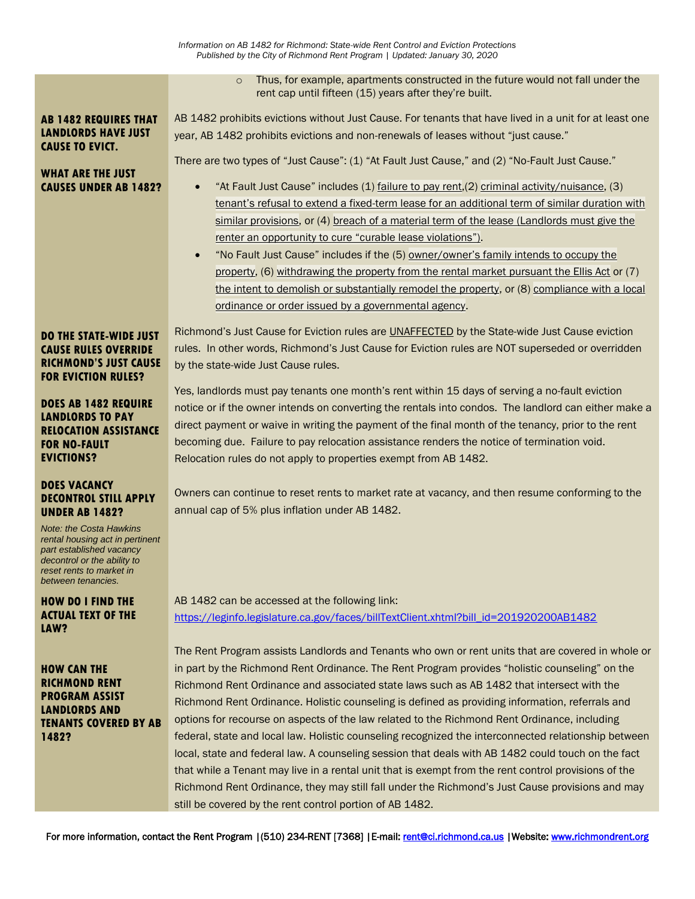- Thus, for example, apartments constructed in the future would not fall under the rent cap until fifteen (15) years after they're built.

**AB 1482 REQUIRES THAT LANDLORDS HAVE JUST CAUSE TO EVICT.**

AB 1482 prohibits evictions without Just Cause. For tenants that have lived in a unit for at least one year, AB 1482 prohibits evictions and non-renewals of leases without "just cause."

**WHAT ARE THE JUST CAUSES UNDER AB 1482?**

There are two types of "Just Cause": (1) "At Fault Just Cause," and (2) "No-Fault Just Cause."

- "At Fault Just Cause" includes (1) failure to pay rent,(2) criminal activity/nuisance, (3) tenant's refusal to extend a fixed-term lease for an additional term of similar duration with similar provisions, or (4) breach of a material term of the lease (Landlords must give the renter an opportunity to cure "curable lease violations").
- "No Fault Just Cause" includes if the (5) owner/owner's family intends to occupy the property, (6) withdrawing the property from the rental market pursuant the Ellis Act or (7) the intent to demolish or substantially remodel the property, or (8) compliance with a local ordinance or order issued by a governmental agency.

**DO THE STATE-WIDE JUST CAUSE RULES OVERRIDE RICHMOND'S JUST CAUSE FOR EVICTION RULES?**

Richmond's Just Cause for Eviction rules are UNAFFECTED by the State-wide Just Cause eviction rules. In other words, Richmond's Just Cause for Eviction rules are NOT superseded or overridden by the state-wide Just Cause rules.

**DOES AB 1482 REQUIRE LANDLORDS TO PAY RELOCATION ASSISTANCE FOR NO-FAULT EVICTIONS?**

Yes, landlords must pay tenants one month's rent within 15 days of serving a no-fault eviction notice or if the owner intends on converting the rentals into condos. The landlord can either make a direct payment or waive in writing the payment of the final month of the tenancy, prior to the rent becoming due. Failure to pay relocation assistance renders the notice of termination void. Relocation rules do not apply to properties exempt from AB 1482.

**DOES VACANCY DECONTROL STILL APPLY UNDER AB 1482?**

*Note: the Costa Hawkins rental housing act in pertinent part established vacancy decontrol or the ability to reset rents to market in between tenancies.*

Owners can continue to reset rents to market rate at vacancy, and then resume conforming to the annual cap of 5% plus inflation under AB 1482.

**HOW DO I FIND THE ACTUAL TEXT OF THE LAW?**

AB 1482 can be accessed at the following link:
https://leginfo.legislature.ca.gov/faces/billTextClient.xhtml?bill_id=201920200AB1482

**HOW CAN THE RICHMOND RENT PROGRAM ASSIST LANDLORDS AND TENANTS COVERED BY AB 1482?**

The Rent Program assists Landlords and Tenants who own or rent units that are covered in whole or in part by the Richmond Rent Ordinance. The Rent Program provides "holistic counseling" on the Richmond Rent Ordinance and associated state laws such as AB 1482 that intersect with the Richmond Rent Ordinance. Holistic counseling is defined as providing information, referrals and options for recourse on aspects of the law related to the Richmond Rent Ordinance, including federal, state and local law. Holistic counseling recognized the interconnected relationship between local, state and federal law. A counseling session that deals with AB 1482 could touch on the fact that while a Tenant may live in a rental unit that is exempt from the rent control provisions of the Richmond Rent Ordinance, they may still fall under the Richmond's Just Cause provisions and may still be covered by the rent control portion of AB 1482.